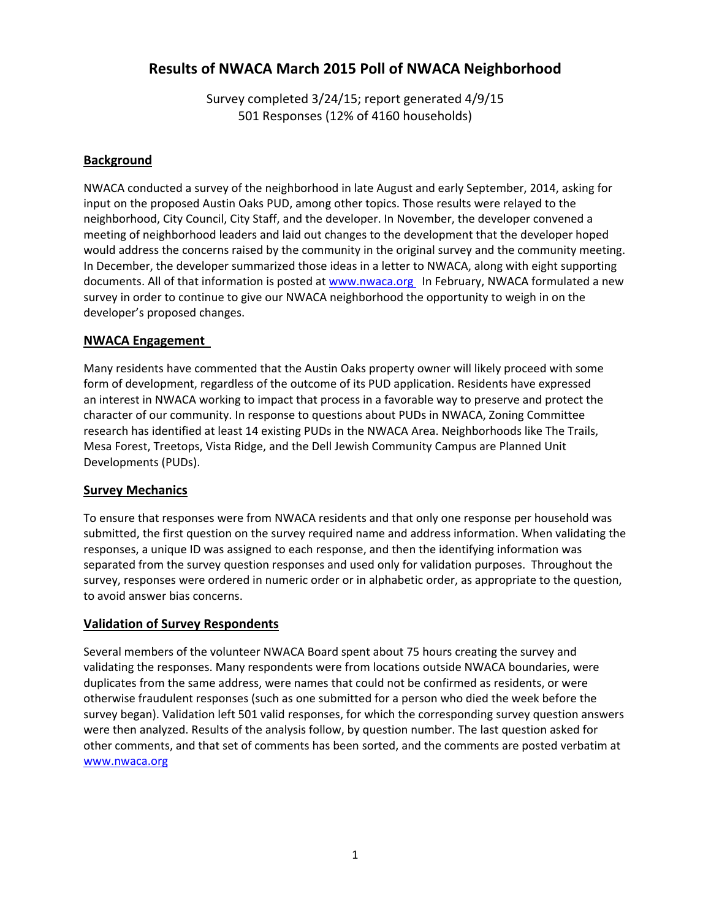# Results of NWACA March 2015 Poll of NWACA Neighborhood

Survey completed 3/24/15; report generated 4/9/15
501 Responses (12% of 4160 households)

## Background

NWACA conducted a survey of the neighborhood in late August and early September, 2014, asking for input on the proposed Austin Oaks PUD, among other topics. Those results were relayed to the neighborhood, City Council, City Staff, and the developer. In November, the developer convened a meeting of neighborhood leaders and laid out changes to the development that the developer hoped would address the concerns raised by the community in the original survey and the community meeting. In December, the developer summarized those ideas in a letter to NWACA, along with eight supporting documents. All of that information is posted at www.nwaca.org In February, NWACA formulated a new survey in order to continue to give our NWACA neighborhood the opportunity to weigh in on the developer's proposed changes.

## NWACA Engagement

Many residents have commented that the Austin Oaks property owner will likely proceed with some form of development, regardless of the outcome of its PUD application. Residents have expressed an interest in NWACA working to impact that process in a favorable way to preserve and protect the character of our community. In response to questions about PUDs in NWACA, Zoning Committee research has identified at least 14 existing PUDs in the NWACA Area. Neighborhoods like The Trails, Mesa Forest, Treetops, Vista Ridge, and the Dell Jewish Community Campus are Planned Unit Developments (PUDs).

## Survey Mechanics

To ensure that responses were from NWACA residents and that only one response per household was submitted, the first question on the survey required name and address information. When validating the responses, a unique ID was assigned to each response, and then the identifying information was separated from the survey question responses and used only for validation purposes. Throughout the survey, responses were ordered in numeric order or in alphabetic order, as appropriate to the question, to avoid answer bias concerns.

## Validation of Survey Respondents

Several members of the volunteer NWACA Board spent about 75 hours creating the survey and validating the responses. Many respondents were from locations outside NWACA boundaries, were duplicates from the same address, were names that could not be confirmed as residents, or were otherwise fraudulent responses (such as one submitted for a person who died the week before the survey began). Validation left 501 valid responses, for which the corresponding survey question answers were then analyzed. Results of the analysis follow, by question number. The last question asked for other comments, and that set of comments has been sorted, and the comments are posted verbatim at www.nwaca.org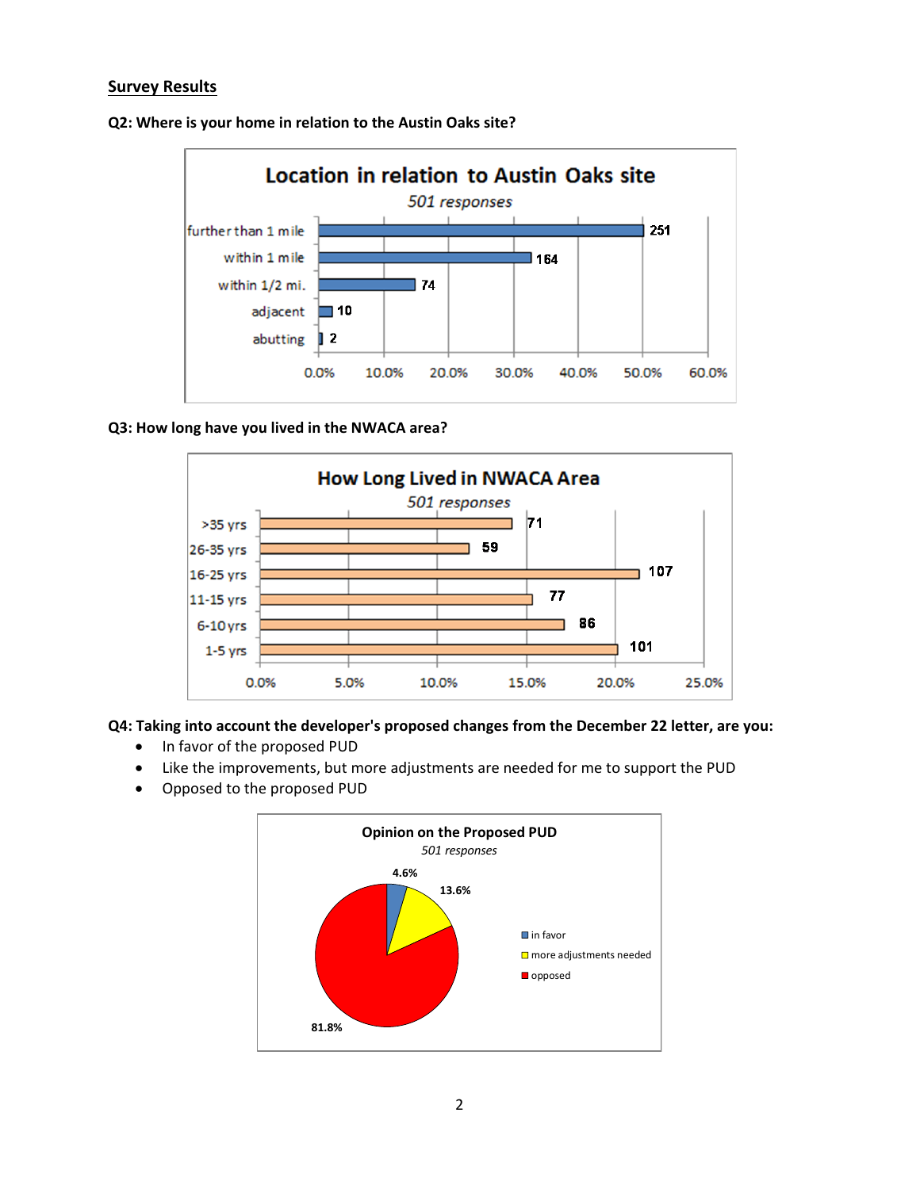**Survey Results**

**Q2: Where is your home in relation to the Austin Oaks site?**

**Location in relation to Austin Oaks site**

*501 responses*

| Location | Responses |
|---|---|
| further than 1 mile | 251 |
| within 1 mile | 164 |
| within 1/2 mi. | 74 |
| adjacent | 10 |
| abutting | 2 |

**Q3: How long have you lived in the NWACA area?**

**How Long Lived in NWACA Area**

*501 responses*

| Years | Responses |
|---|---|
| >35 yrs | 71 |
| 26-35 yrs | 59 |
| 16-25 yrs | 107 |
| 11-15 yrs | 77 |
| 6-10 yrs | 86 |
| 1-5 yrs | 101 |

**Q4: Taking into account the developer's proposed changes from the December 22 letter, are you:**

- In favor of the proposed PUD
- Like the improvements, but more adjustments are needed for me to support the PUD
- Opposed to the proposed PUD

**Opinion on the Proposed PUD**

*501 responses*

| Opinion | Percent |
|---|---|
| in favor | 4.6% |
| more adjustments needed | 13.6% |
| opposed | 81.8% |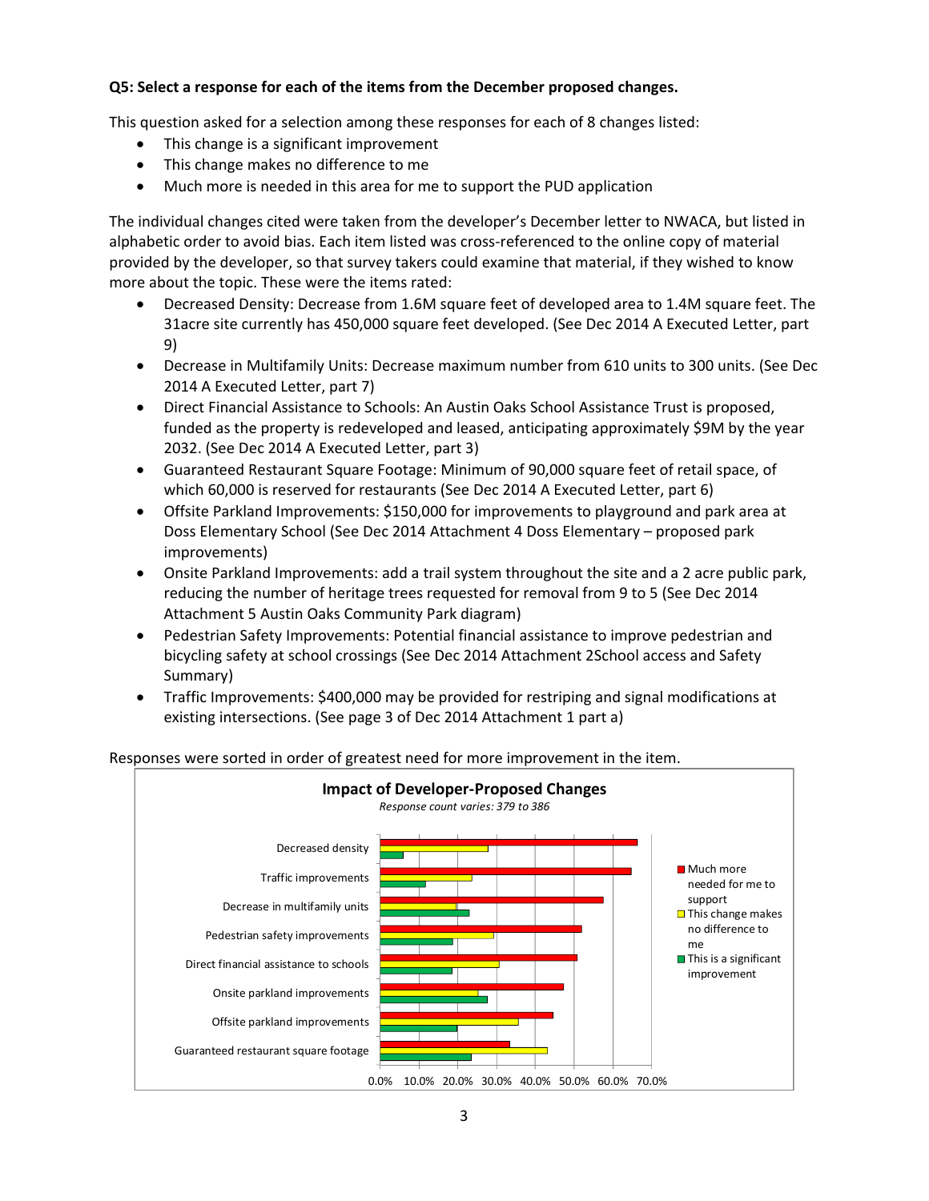**Q5: Select a response for each of the items from the December proposed changes.**

This question asked for a selection among these responses for each of 8 changes listed:

- This change is a significant improvement
- This change makes no difference to me
- Much more is needed in this area for me to support the PUD application

The individual changes cited were taken from the developer's December letter to NWACA, but listed in alphabetic order to avoid bias. Each item listed was cross-referenced to the online copy of material provided by the developer, so that survey takers could examine that material, if they wished to know more about the topic. These were the items rated:

- Decreased Density: Decrease from 1.6M square feet of developed area to 1.4M square feet. The 31acre site currently has 450,000 square feet developed. (See Dec 2014 A Executed Letter, part 9)
- Decrease in Multifamily Units: Decrease maximum number from 610 units to 300 units. (See Dec 2014 A Executed Letter, part 7)
- Direct Financial Assistance to Schools: An Austin Oaks School Assistance Trust is proposed, funded as the property is redeveloped and leased, anticipating approximately $9M by the year 2032. (See Dec 2014 A Executed Letter, part 3)
- Guaranteed Restaurant Square Footage: Minimum of 90,000 square feet of retail space, of which 60,000 is reserved for restaurants (See Dec 2014 A Executed Letter, part 6)
- Offsite Parkland Improvements: $150,000 for improvements to playground and park area at Doss Elementary School (See Dec 2014 Attachment 4 Doss Elementary – proposed park improvements)
- Onsite Parkland Improvements: add a trail system throughout the site and a 2 acre public park, reducing the number of heritage trees requested for removal from 9 to 5 (See Dec 2014 Attachment 5 Austin Oaks Community Park diagram)
- Pedestrian Safety Improvements: Potential financial assistance to improve pedestrian and bicycling safety at school crossings (See Dec 2014 Attachment 2School access and Safety Summary)
- Traffic Improvements: $400,000 may be provided for restriping and signal modifications at existing intersections. (See page 3 of Dec 2014 Attachment 1 part a)

Responses were sorted in order of greatest need for more improvement in the item.

**Impact of Developer-Proposed Changes**

*Response count varies: 379 to 386*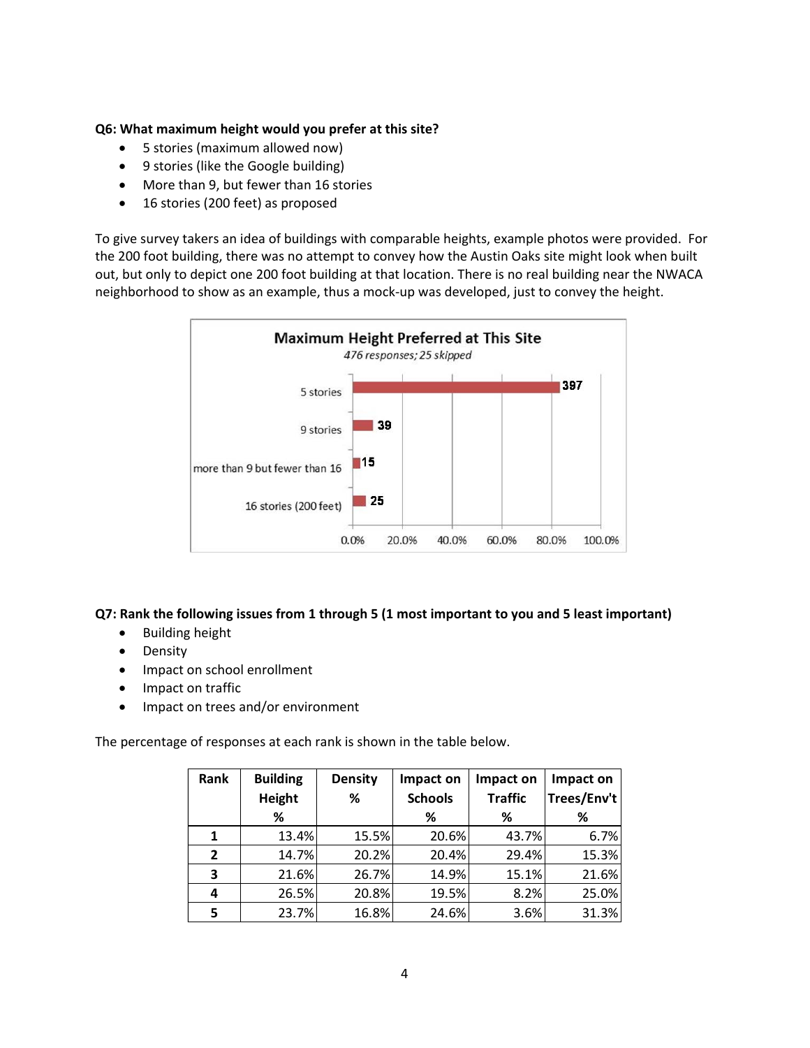**Q6: What maximum height would you prefer at this site?**

- 5 stories (maximum allowed now)
- 9 stories (like the Google building)
- More than 9, but fewer than 16 stories
- 16 stories (200 feet) as proposed

To give survey takers an idea of buildings with comparable heights, example photos were provided. For the 200 foot building, there was no attempt to convey how the Austin Oaks site might look when built out, but only to depict one 200 foot building at that location. There is no real building near the NWACA neighborhood to show as an example, thus a mock-up was developed, just to convey the height.

**Maximum Height Preferred at This Site**

*476 responses; 25 skipped*

| Height | Responses |
|---|---|
| 5 stories | 397 |
| 9 stories | 39 |
| more than 9 but fewer than 16 | 15 |
| 16 stories (200 feet) | 25 |

**Q7: Rank the following issues from 1 through 5 (1 most important to you and 5 least important)**

- Building height
- Density
- Impact on school enrollment
- Impact on traffic
- Impact on trees and/or environment

The percentage of responses at each rank is shown in the table below.

| Rank | Building Height % | Density % | Impact on Schools % | Impact on Traffic % | Impact on Trees/Env't % |
|---|---|---|---|---|---|
| 1 | 13.4% | 15.5% | 20.6% | 43.7% | 6.7% |
| 2 | 14.7% | 20.2% | 20.4% | 29.4% | 15.3% |
| 3 | 21.6% | 26.7% | 14.9% | 15.1% | 21.6% |
| 4 | 26.5% | 20.8% | 19.5% | 8.2% | 25.0% |
| 5 | 23.7% | 16.8% | 24.6% | 3.6% | 31.3% |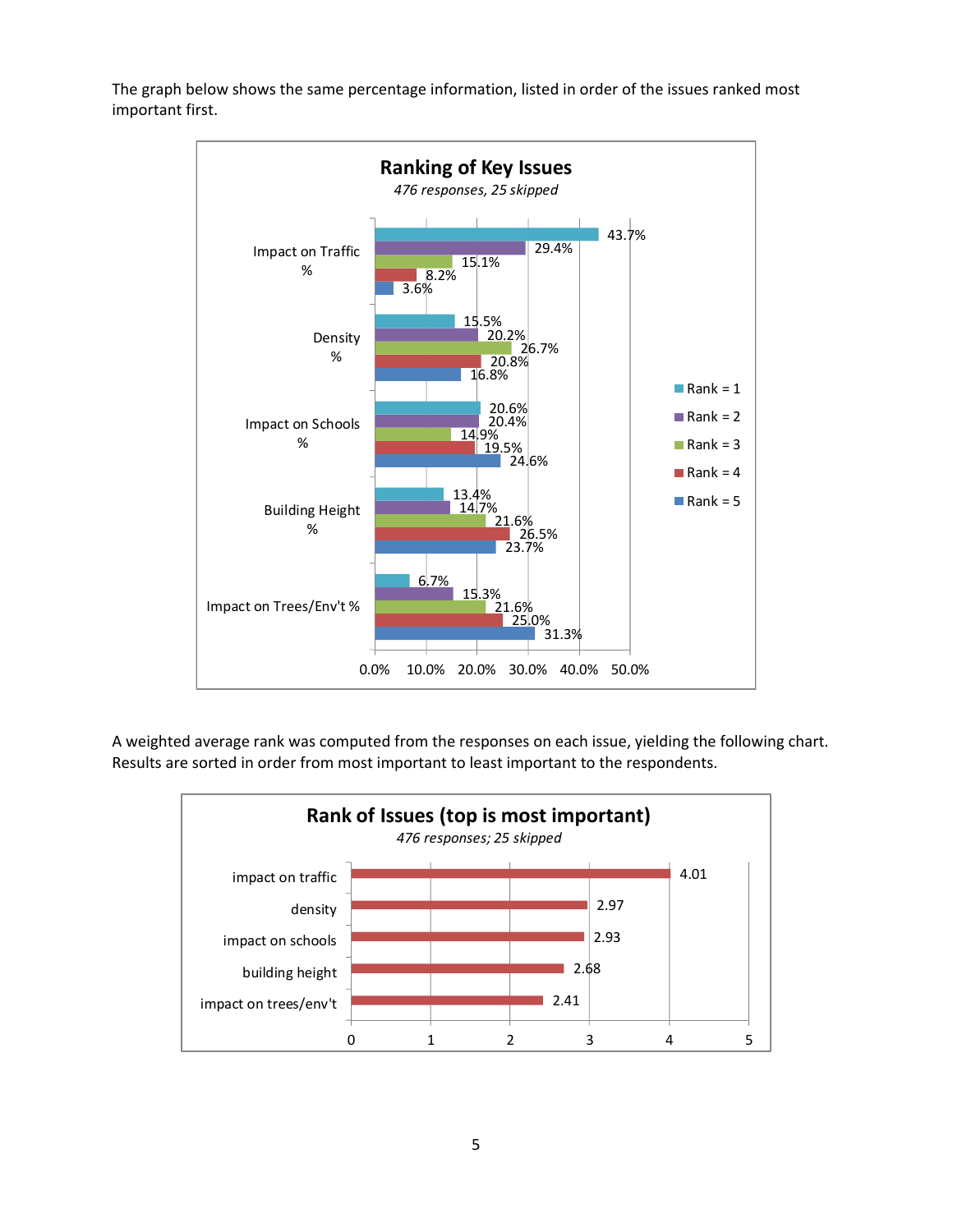The graph below shows the same percentage information, listed in order of the issues ranked most important first.

**Ranking of Key Issues**

*476 responses, 25 skipped*

| | Rank = 1 | Rank = 2 | Rank = 3 | Rank = 4 | Rank = 5 |
|---|---|---|---|---|---|
| Impact on Traffic % | 43.7% | 29.4% | 15.1% | 8.2% | 3.6% |
| Density % | 15.5% | 20.2% | 26.7% | 20.8% | 16.8% |
| Impact on Schools % | 20.6% | 20.4% | 14.9% | 19.5% | 24.6% |
| Building Height % | 13.4% | 14.7% | 21.6% | 26.5% | 23.7% |
| Impact on Trees/Env't % | 6.7% | 15.3% | 21.6% | 25.0% | 31.3% |

A weighted average rank was computed from the responses on each issue, yielding the following chart. Results are sorted in order from most important to least important to the respondents.

**Rank of Issues (top is most important)**

*476 responses; 25 skipped*

| Issue | Weighted average rank |
|---|---|
| impact on traffic | 4.01 |
| density | 2.97 |
| impact on schools | 2.93 |
| building height | 2.68 |
| impact on trees/env't | 2.41 |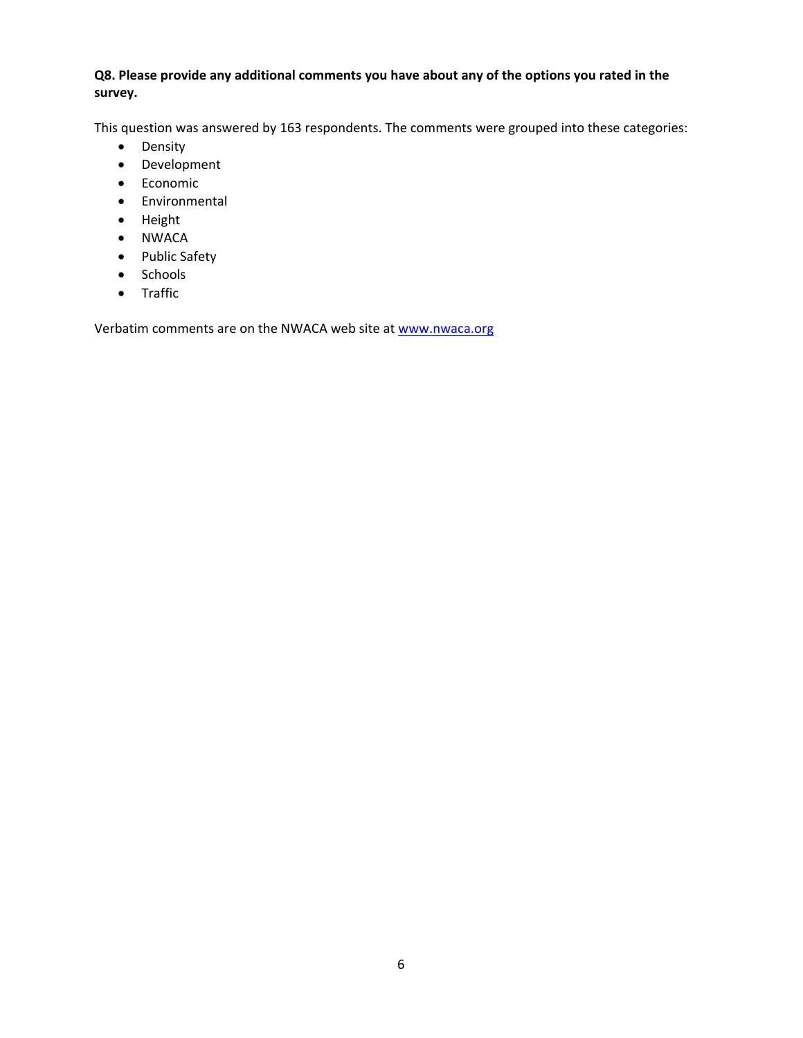**Q8. Please provide any additional comments you have about any of the options you rated in the survey.**

This question was answered by 163 respondents. The comments were grouped into these categories:

- Density
- Development
- Economic
- Environmental
- Height
- NWACA
- Public Safety
- Schools
- Traffic

Verbatim comments are on the NWACA web site at [www.nwaca.org](http://www.nwaca.org)